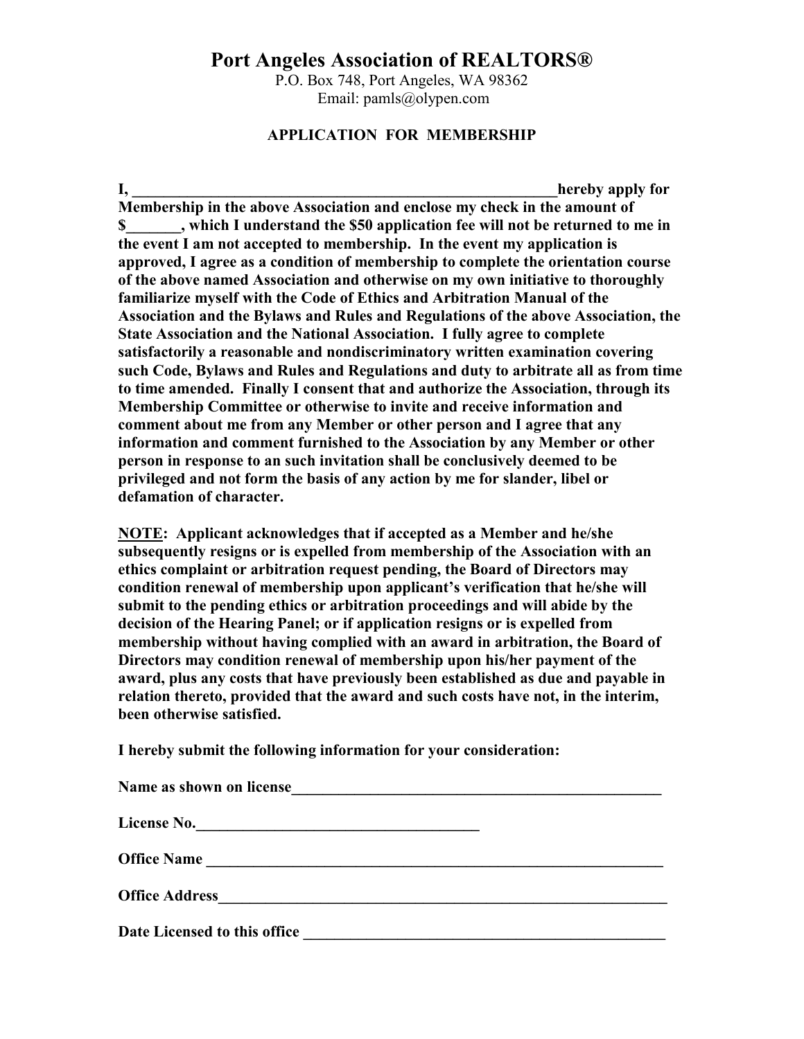# Port Angeles Association of REALTORS®

P.O. Box 748, Port Angeles, WA 98362
Email: pamls@olypen.com

## APPLICATION FOR MEMBERSHIP

**I, ________________________________________________________hereby apply for Membership in the above Association and enclose my check in the amount of $_______, which I understand the $50 application fee will not be returned to me in the event I am not accepted to membership. In the event my application is approved, I agree as a condition of membership to complete the orientation course of the above named Association and otherwise on my own initiative to thoroughly familiarize myself with the Code of Ethics and Arbitration Manual of the Association and the Bylaws and Rules and Regulations of the above Association, the State Association and the National Association. I fully agree to complete satisfactorily a reasonable and nondiscriminatory written examination covering such Code, Bylaws and Rules and Regulations and duty to arbitrate all as from time to time amended. Finally I consent that and authorize the Association, through its Membership Committee or otherwise to invite and receive information and comment about me from any Member or other person and I agree that any information and comment furnished to the Association by any Member or other person in response to an such invitation shall be conclusively deemed to be privileged and not form the basis of any action by me for slander, libel or defamation of character.**

**NOTE: Applicant acknowledges that if accepted as a Member and he/she subsequently resigns or is expelled from membership of the Association with an ethics complaint or arbitration request pending, the Board of Directors may condition renewal of membership upon applicant's verification that he/she will submit to the pending ethics or arbitration proceedings and will abide by the decision of the Hearing Panel; or if application resigns or is expelled from membership without having complied with an award in arbitration, the Board of Directors may condition renewal of membership upon his/her payment of the award, plus any costs that have previously been established as due and payable in relation thereto, provided that the award and such costs have not, in the interim, been otherwise satisfied.**

**I hereby submit the following information for your consideration:**

**Name as shown on license**_________________________________________________

**License No.**____________________________________

**Office Name** ____________________________________________________________

**Office Address**___________________________________________________________

**Date Licensed to this office** ______________________________________________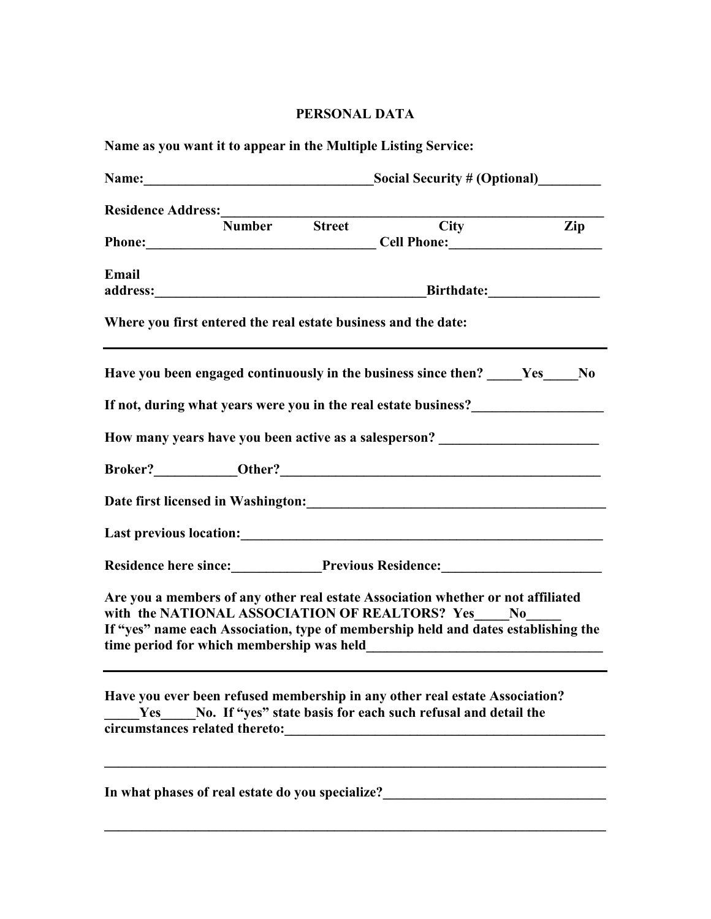# PERSONAL DATA

**Name as you want it to appear in the Multiple Listing Service:**

**Name:**________________________________**Social Security # (Optional)**_________

**Residence Address:**_______________________________________________________
Number Street City Zip

**Phone:**________________________________ **Cell Phone:**_____________________

**Email address:**_______________________________________**Birthdate:**________________

**Where you first entered the real estate business and the date:**

___________________________________________________________________________

**Have you been engaged continuously in the business since then?** _____**Yes**_____**No**

**If not, during what years were you in the real estate business?**__________________

**How many years have you been active as a salesperson?** _______________________

**Broker?**___________**Other?**_______________________________________________

**Date first licensed in Washington:**___________________________________________

**Last previous location:**_____________________________________________________

**Residence here since:**_____________**Previous Residence:**_______________________

**Are you a members of any other real estate Association whether or not affiliated with the NATIONAL ASSOCIATION OF REALTORS? Yes**_____**No**_____
**If "yes" name each Association, type of membership held and dates establishing the time period for which membership was held**_________________________________

___________________________________________________________________________

**Have you ever been refused membership in any other real estate Association?**
_____**Yes**_____**No. If "yes" state basis for each such refusal and detail the circumstances related thereto:**______________________________________________

___________________________________________________________________________

**In what phases of real estate do you specialize?**_________________________________

___________________________________________________________________________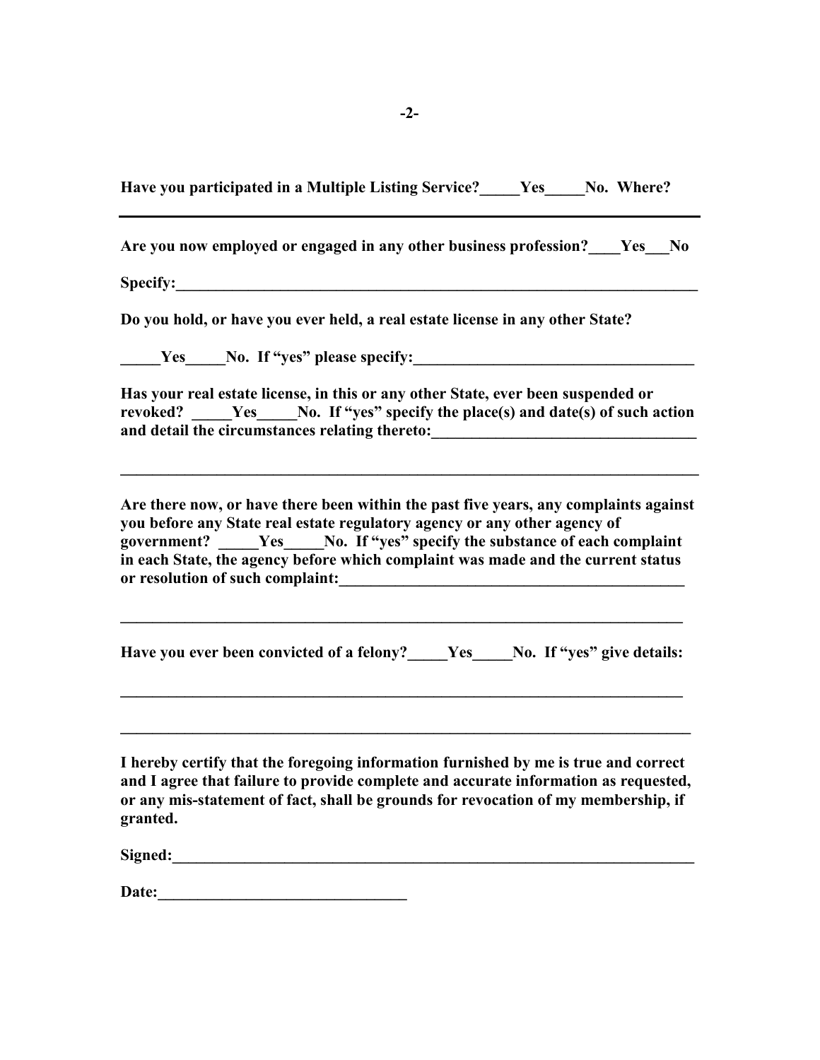**Have you participated in a Multiple Listing Service?_____Yes_____No. Where?**

---

**Are you now employed or engaged in any other business profession?____Yes___No**

**Specify:______________________________________________________________________**

**Do you hold, or have you ever held, a real estate license in any other State?**

**_____Yes_____No. If "yes" please specify:____________________________________**

**Has your real estate license, in this or any other State, ever been suspended or revoked? _____Yes_____No. If "yes" specify the place(s) and date(s) of such action and detail the circumstances relating thereto:__________________________________**

**___________________________________________________________________________**

**Are there now, or have there been within the past five years, any complaints against you before any State real estate regulatory agency or any other agency of government? _____Yes_____No. If "yes" specify the substance of each complaint in each State, the agency before which complaint was made and the current status or resolution of such complaint:_____________________________________________**

**___________________________________________________________________________**

**Have you ever been convicted of a felony?_____Yes_____No. If "yes" give details:**

**___________________________________________________________________________**

**___________________________________________________________________________**

**I hereby certify that the foregoing information furnished by me is true and correct and I agree that failure to provide complete and accurate information as requested, or any mis-statement of fact, shall be grounds for revocation of my membership, if granted.**

**Signed:_______________________________________________________________________**

**Date:________________________________**